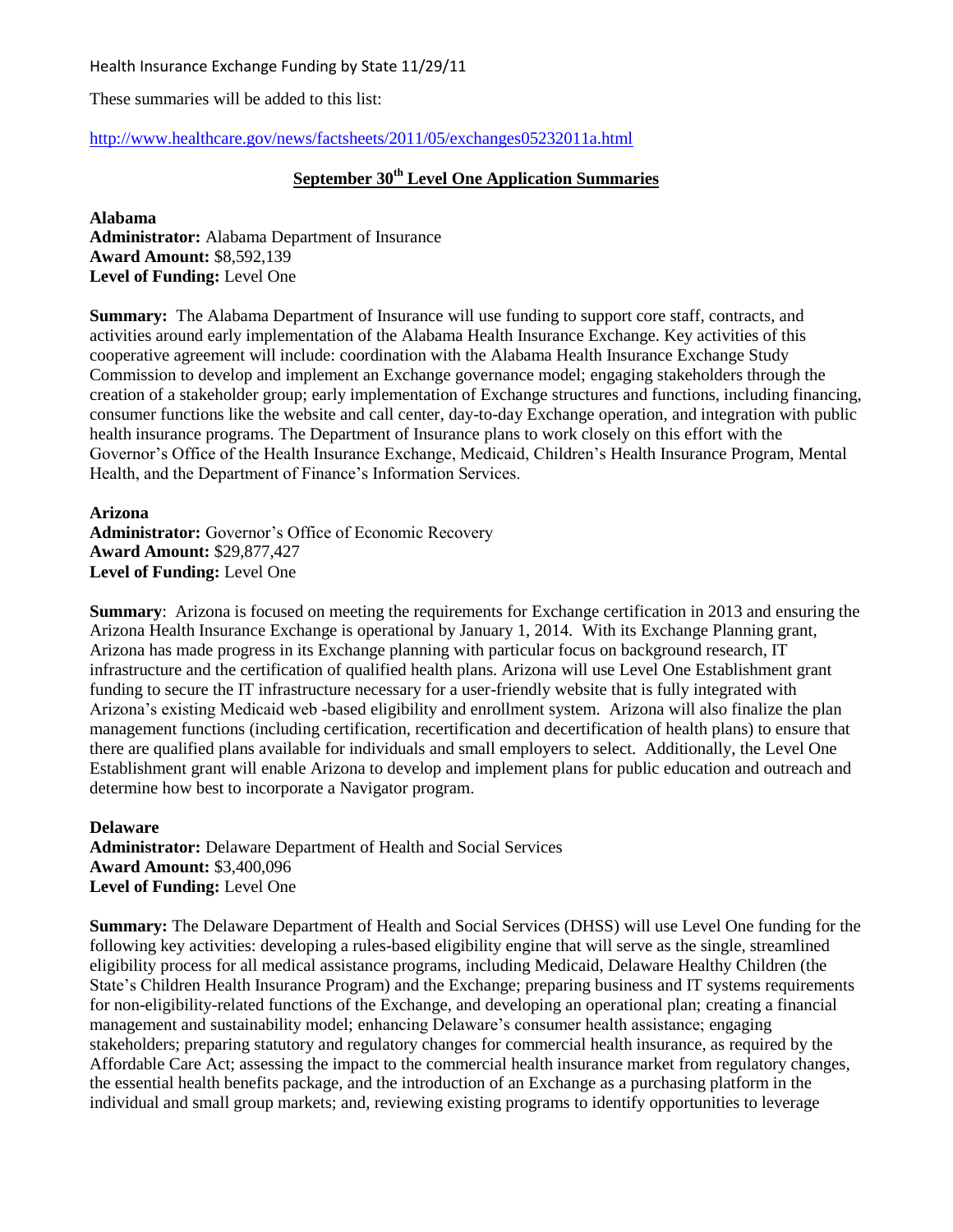Health Insurance Exchange Funding by State 11/29/11

These summaries will be added to this list:

http://www.healthcare.gov/news/factsheets/2011/05/exchanges05232011a.html

## September 30th Level One Application Summaries

**Alabama**
**Administrator:** Alabama Department of Insurance
**Award Amount:** $8,592,139
**Level of Funding:** Level One

**Summary:** The Alabama Department of Insurance will use funding to support core staff, contracts, and activities around early implementation of the Alabama Health Insurance Exchange. Key activities of this cooperative agreement will include: coordination with the Alabama Health Insurance Exchange Study Commission to develop and implement an Exchange governance model; engaging stakeholders through the creation of a stakeholder group; early implementation of Exchange structures and functions, including financing, consumer functions like the website and call center, day-to-day Exchange operation, and integration with public health insurance programs. The Department of Insurance plans to work closely on this effort with the Governor's Office of the Health Insurance Exchange, Medicaid, Children's Health Insurance Program, Mental Health, and the Department of Finance's Information Services.

**Arizona**
**Administrator:** Governor's Office of Economic Recovery
**Award Amount:** $29,877,427
**Level of Funding:** Level One

**Summary**: Arizona is focused on meeting the requirements for Exchange certification in 2013 and ensuring the Arizona Health Insurance Exchange is operational by January 1, 2014. With its Exchange Planning grant, Arizona has made progress in its Exchange planning with particular focus on background research, IT infrastructure and the certification of qualified health plans. Arizona will use Level One Establishment grant funding to secure the IT infrastructure necessary for a user-friendly website that is fully integrated with Arizona's existing Medicaid web -based eligibility and enrollment system. Arizona will also finalize the plan management functions (including certification, recertification and decertification of health plans) to ensure that there are qualified plans available for individuals and small employers to select. Additionally, the Level One Establishment grant will enable Arizona to develop and implement plans for public education and outreach and determine how best to incorporate a Navigator program.

**Delaware**
**Administrator:** Delaware Department of Health and Social Services
**Award Amount:** $3,400,096
**Level of Funding:** Level One

**Summary:** The Delaware Department of Health and Social Services (DHSS) will use Level One funding for the following key activities: developing a rules-based eligibility engine that will serve as the single, streamlined eligibility process for all medical assistance programs, including Medicaid, Delaware Healthy Children (the State's Children Health Insurance Program) and the Exchange; preparing business and IT systems requirements for non-eligibility-related functions of the Exchange, and developing an operational plan; creating a financial management and sustainability model; enhancing Delaware's consumer health assistance; engaging stakeholders; preparing statutory and regulatory changes for commercial health insurance, as required by the Affordable Care Act; assessing the impact to the commercial health insurance market from regulatory changes, the essential health benefits package, and the introduction of an Exchange as a purchasing platform in the individual and small group markets; and, reviewing existing programs to identify opportunities to leverage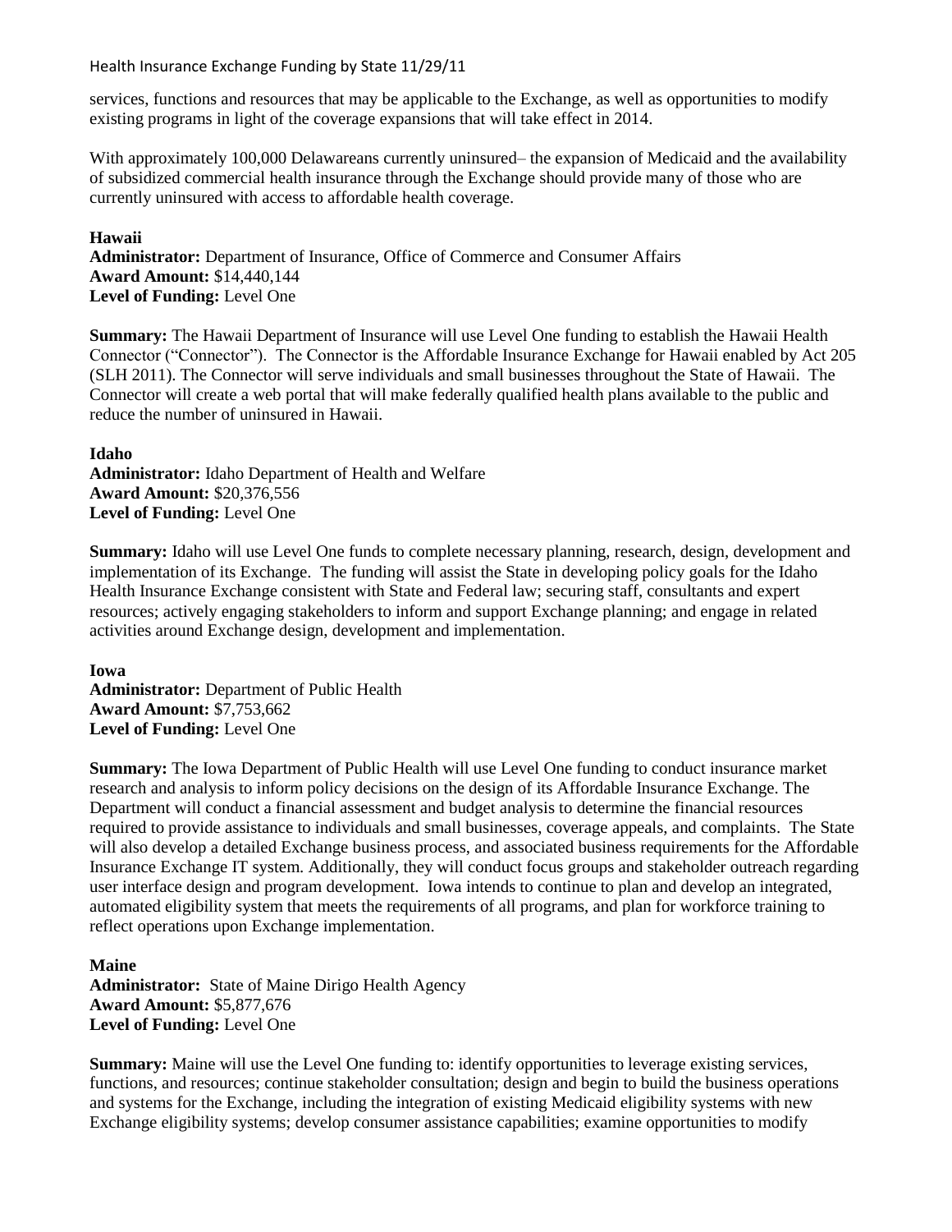services, functions and resources that may be applicable to the Exchange, as well as opportunities to modify existing programs in light of the coverage expansions that will take effect in 2014.

With approximately 100,000 Delawareans currently uninsured– the expansion of Medicaid and the availability of subsidized commercial health insurance through the Exchange should provide many of those who are currently uninsured with access to affordable health coverage.

**Hawaii**
**Administrator:** Department of Insurance, Office of Commerce and Consumer Affairs
**Award Amount:** $14,440,144
**Level of Funding:** Level One

**Summary:** The Hawaii Department of Insurance will use Level One funding to establish the Hawaii Health Connector ("Connector"). The Connector is the Affordable Insurance Exchange for Hawaii enabled by Act 205 (SLH 2011). The Connector will serve individuals and small businesses throughout the State of Hawaii. The Connector will create a web portal that will make federally qualified health plans available to the public and reduce the number of uninsured in Hawaii.

**Idaho**
**Administrator:** Idaho Department of Health and Welfare
**Award Amount:** $20,376,556
**Level of Funding:** Level One

**Summary:** Idaho will use Level One funds to complete necessary planning, research, design, development and implementation of its Exchange. The funding will assist the State in developing policy goals for the Idaho Health Insurance Exchange consistent with State and Federal law; securing staff, consultants and expert resources; actively engaging stakeholders to inform and support Exchange planning; and engage in related activities around Exchange design, development and implementation.

**Iowa**
**Administrator:** Department of Public Health
**Award Amount:** $7,753,662
**Level of Funding:** Level One

**Summary:** The Iowa Department of Public Health will use Level One funding to conduct insurance market research and analysis to inform policy decisions on the design of its Affordable Insurance Exchange. The Department will conduct a financial assessment and budget analysis to determine the financial resources required to provide assistance to individuals and small businesses, coverage appeals, and complaints. The State will also develop a detailed Exchange business process, and associated business requirements for the Affordable Insurance Exchange IT system. Additionally, they will conduct focus groups and stakeholder outreach regarding user interface design and program development. Iowa intends to continue to plan and develop an integrated, automated eligibility system that meets the requirements of all programs, and plan for workforce training to reflect operations upon Exchange implementation.

**Maine**
**Administrator:** State of Maine Dirigo Health Agency
**Award Amount:** $5,877,676
**Level of Funding:** Level One

**Summary:** Maine will use the Level One funding to: identify opportunities to leverage existing services, functions, and resources; continue stakeholder consultation; design and begin to build the business operations and systems for the Exchange, including the integration of existing Medicaid eligibility systems with new Exchange eligibility systems; develop consumer assistance capabilities; examine opportunities to modify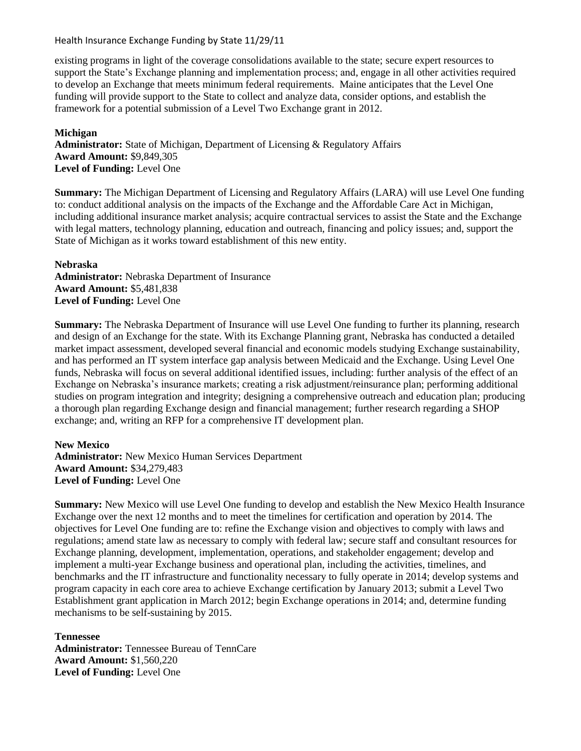existing programs in light of the coverage consolidations available to the state; secure expert resources to support the State's Exchange planning and implementation process; and, engage in all other activities required to develop an Exchange that meets minimum federal requirements. Maine anticipates that the Level One funding will provide support to the State to collect and analyze data, consider options, and establish the framework for a potential submission of a Level Two Exchange grant in 2012.

**Michigan**
**Administrator:** State of Michigan, Department of Licensing & Regulatory Affairs
**Award Amount:** $9,849,305
**Level of Funding:** Level One

**Summary:** The Michigan Department of Licensing and Regulatory Affairs (LARA) will use Level One funding to: conduct additional analysis on the impacts of the Exchange and the Affordable Care Act in Michigan, including additional insurance market analysis; acquire contractual services to assist the State and the Exchange with legal matters, technology planning, education and outreach, financing and policy issues; and, support the State of Michigan as it works toward establishment of this new entity.

**Nebraska**
**Administrator:** Nebraska Department of Insurance
**Award Amount:** $5,481,838
**Level of Funding:** Level One

**Summary:** The Nebraska Department of Insurance will use Level One funding to further its planning, research and design of an Exchange for the state. With its Exchange Planning grant, Nebraska has conducted a detailed market impact assessment, developed several financial and economic models studying Exchange sustainability, and has performed an IT system interface gap analysis between Medicaid and the Exchange. Using Level One funds, Nebraska will focus on several additional identified issues, including: further analysis of the effect of an Exchange on Nebraska's insurance markets; creating a risk adjustment/reinsurance plan; performing additional studies on program integration and integrity; designing a comprehensive outreach and education plan; producing a thorough plan regarding Exchange design and financial management; further research regarding a SHOP exchange; and, writing an RFP for a comprehensive IT development plan.

**New Mexico**
**Administrator:** New Mexico Human Services Department
**Award Amount:** $34,279,483
**Level of Funding:** Level One

**Summary:** New Mexico will use Level One funding to develop and establish the New Mexico Health Insurance Exchange over the next 12 months and to meet the timelines for certification and operation by 2014. The objectives for Level One funding are to: refine the Exchange vision and objectives to comply with laws and regulations; amend state law as necessary to comply with federal law; secure staff and consultant resources for Exchange planning, development, implementation, operations, and stakeholder engagement; develop and implement a multi-year Exchange business and operational plan, including the activities, timelines, and benchmarks and the IT infrastructure and functionality necessary to fully operate in 2014; develop systems and program capacity in each core area to achieve Exchange certification by January 2013; submit a Level Two Establishment grant application in March 2012; begin Exchange operations in 2014; and, determine funding mechanisms to be self-sustaining by 2015.

**Tennessee**
**Administrator:** Tennessee Bureau of TennCare
**Award Amount:** $1,560,220
**Level of Funding:** Level One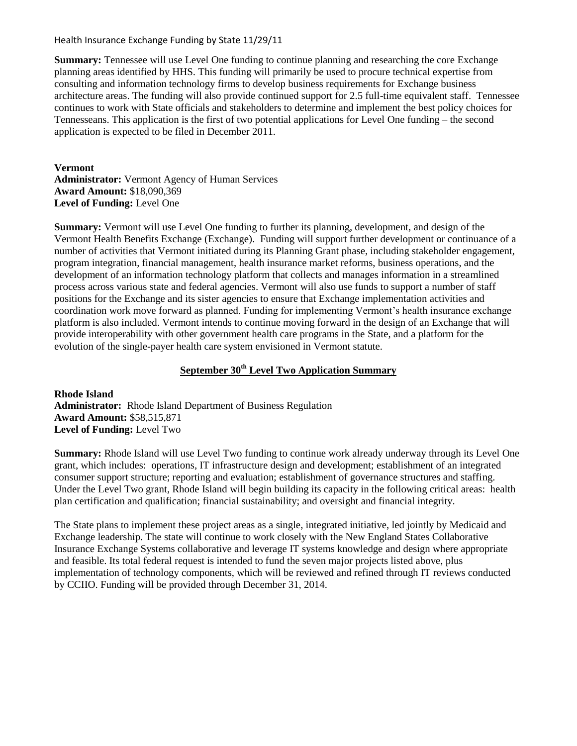**Summary:** Tennessee will use Level One funding to continue planning and researching the core Exchange planning areas identified by HHS. This funding will primarily be used to procure technical expertise from consulting and information technology firms to develop business requirements for Exchange business architecture areas. The funding will also provide continued support for 2.5 full-time equivalent staff. Tennessee continues to work with State officials and stakeholders to determine and implement the best policy choices for Tennesseans. This application is the first of two potential applications for Level One funding – the second application is expected to be filed in December 2011.

**Vermont**
**Administrator:** Vermont Agency of Human Services
**Award Amount:** $18,090,369
**Level of Funding:** Level One

**Summary:** Vermont will use Level One funding to further its planning, development, and design of the Vermont Health Benefits Exchange (Exchange). Funding will support further development or continuance of a number of activities that Vermont initiated during its Planning Grant phase, including stakeholder engagement, program integration, financial management, health insurance market reforms, business operations, and the development of an information technology platform that collects and manages information in a streamlined process across various state and federal agencies. Vermont will also use funds to support a number of staff positions for the Exchange and its sister agencies to ensure that Exchange implementation activities and coordination work move forward as planned. Funding for implementing Vermont's health insurance exchange platform is also included. Vermont intends to continue moving forward in the design of an Exchange that will provide interoperability with other government health care programs in the State, and a platform for the evolution of the single-payer health care system envisioned in Vermont statute.

## September 30th Level Two Application Summary

**Rhode Island**
**Administrator:** Rhode Island Department of Business Regulation
**Award Amount:** $58,515,871
**Level of Funding:** Level Two

**Summary:** Rhode Island will use Level Two funding to continue work already underway through its Level One grant, which includes: operations, IT infrastructure design and development; establishment of an integrated consumer support structure; reporting and evaluation; establishment of governance structures and staffing. Under the Level Two grant, Rhode Island will begin building its capacity in the following critical areas: health plan certification and qualification; financial sustainability; and oversight and financial integrity.

The State plans to implement these project areas as a single, integrated initiative, led jointly by Medicaid and Exchange leadership. The state will continue to work closely with the New England States Collaborative Insurance Exchange Systems collaborative and leverage IT systems knowledge and design where appropriate and feasible. Its total federal request is intended to fund the seven major projects listed above, plus implementation of technology components, which will be reviewed and refined through IT reviews conducted by CCIIO. Funding will be provided through December 31, 2014.